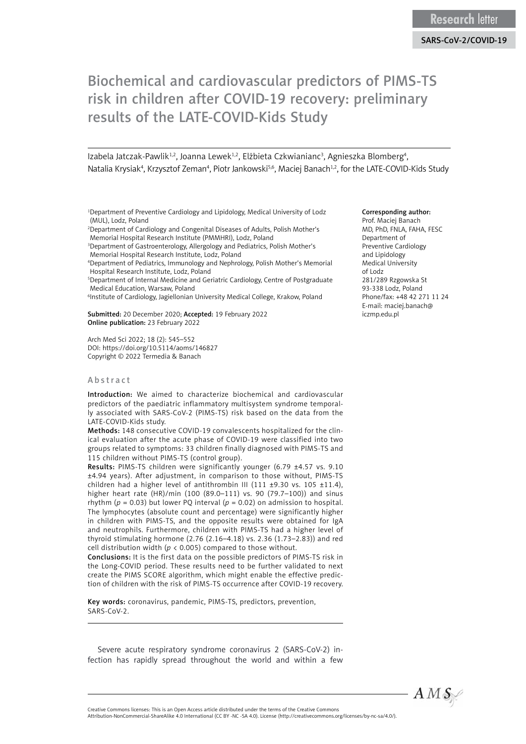Research letter

SARS-CoV-2/COVID-19

# Biochemical and cardiovascular predictors of PIMS-TS risk in children after COVID-19 recovery: preliminary results of the LATE-COVID-Kids Study

Izabela Jatczak-Pawlik[1,2], Joanna Lewek[1,2], Elżbieta Czkwianianc[3], Agnieszka Blomberg[4], Natalia Krysiak[4], Krzysztof Zeman[4], Piotr Jankowski[5,6], Maciej Banach[1,2], for the LATE-COVID-Kids Study

[1]Department of Preventive Cardiology and Lipidology, Medical University of Lodz (MUL), Lodz, Poland
[2]Department of Cardiology and Congenital Diseases of Adults, Polish Mother's Memorial Hospital Research Institute (PMMHRI), Lodz, Poland
[3]Department of Gastroenterology, Allergology and Pediatrics, Polish Mother's Memorial Hospital Research Institute, Lodz, Poland
[4]Department of Pediatrics, Immunology and Nephrology, Polish Mother's Memorial Hospital Research Institute, Lodz, Poland
[5]Department of Internal Medicine and Geriatric Cardiology, Centre of Postgraduate Medical Education, Warsaw, Poland
[6]Institute of Cardiology, Jagiellonian University Medical College, Krakow, Poland

**Submitted:** 20 December 2020; **Accepted:** 19 February 2022
**Online publication:** 23 February 2022

Arch Med Sci 2022; 18 (2): 545–552
DOI: https://doi.org/10.5114/aoms/146827
Copyright © 2022 Termedia & Banach

**Corresponding author:**
Prof. Maciej Banach
MD, PhD, FNLA, FAHA, FESC
Department of Preventive Cardiology and Lipidology
Medical University of Lodz
281/289 Rzgowska St
93-338 Lodz, Poland
Phone/fax: +48 42 271 11 24
E-mail: maciej.banach@iczmp.edu.pl

## Abstract

**Introduction:** We aimed to characterize biochemical and cardiovascular predictors of the paediatric inflammatory multisystem syndrome temporally associated with SARS-CoV-2 (PIMS-TS) risk based on the data from the LATE-COVID-Kids study.

**Methods:** 148 consecutive COVID-19 convalescents hospitalized for the clinical evaluation after the acute phase of COVID-19 were classified into two groups related to symptoms: 33 children finally diagnosed with PIMS-TS and 115 children without PIMS-TS (control group).

**Results:** PIMS-TS children were significantly younger (6.79 ±4.57 vs. 9.10 ±4.94 years). After adjustment, in comparison to those without, PIMS-TS children had a higher level of antithrombin III (111 ±9.30 vs. 105 ±11.4), higher heart rate (HR)/min (100 (89.0–111) vs. 90 (79.7–100)) and sinus rhythm ($p = 0.03$) but lower PQ interval ($p = 0.02$) on admission to hospital. The lymphocytes (absolute count and percentage) were significantly higher in children with PIMS-TS, and the opposite results were obtained for IgA and neutrophils. Furthermore, children with PIMS-TS had a higher level of thyroid stimulating hormone (2.76 (2.16–4.18) vs. 2.36 (1.73–2.83)) and red cell distribution width ($p < 0.005$) compared to those without.

**Conclusions:** It is the first data on the possible predictors of PIMS-TS risk in the Long-COVID period. These results need to be further validated to next create the PIMS SCORE algorithm, which might enable the effective prediction of children with the risk of PIMS-TS occurrence after COVID-19 recovery.

**Key words:** coronavirus, pandemic, PIMS-TS, predictors, prevention, SARS-CoV-2.

Severe acute respiratory syndrome coronavirus 2 (SARS-CoV-2) infection has rapidly spread throughout the world and within a few

Creative Commons licenses: This is an Open Access article distributed under the terms of the Creative Commons Attribution-NonCommercial-ShareAlike 4.0 International (CC BY -NC -SA 4.0). License (http://creativecommons.org/licenses/by-nc-sa/4.0/).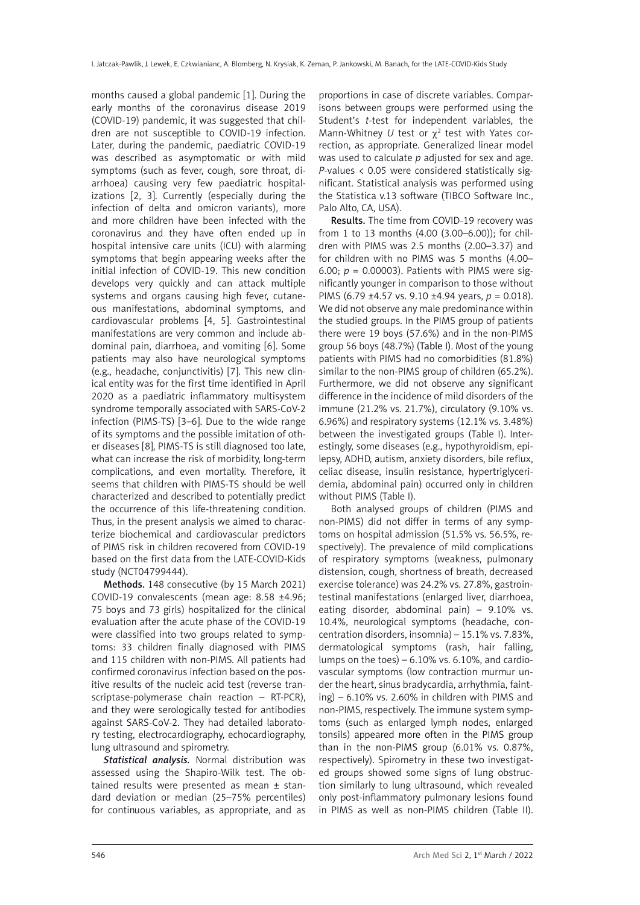months caused a global pandemic [1]. During the early months of the coronavirus disease 2019 (COVID-19) pandemic, it was suggested that children are not susceptible to COVID-19 infection. Later, during the pandemic, paediatric COVID-19 was described as asymptomatic or with mild symptoms (such as fever, cough, sore throat, diarrhoea) causing very few paediatric hospitalizations [2, 3]. Currently (especially during the infection of delta and omicron variants), more and more children have been infected with the coronavirus and they have often ended up in hospital intensive care units (ICU) with alarming symptoms that begin appearing weeks after the initial infection of COVID-19. This new condition develops very quickly and can attack multiple systems and organs causing high fever, cutaneous manifestations, abdominal symptoms, and cardiovascular problems [4, 5]. Gastrointestinal manifestations are very common and include abdominal pain, diarrhoea, and vomiting [6]. Some patients may also have neurological symptoms (e.g., headache, conjunctivitis) [7]. This new clinical entity was for the first time identified in April 2020 as a paediatric inflammatory multisystem syndrome temporally associated with SARS-CoV-2 infection (PIMS-TS) [3–6]. Due to the wide range of its symptoms and the possible imitation of other diseases [8], PIMS-TS is still diagnosed too late, what can increase the risk of morbidity, long-term complications, and even mortality. Therefore, it seems that children with PIMS-TS should be well characterized and described to potentially predict the occurrence of this life-threatening condition. Thus, in the present analysis we aimed to characterize biochemical and cardiovascular predictors of PIMS risk in children recovered from COVID-19 based on the first data from the LATE-COVID-Kids study (NCT04799444).

**Methods.** 148 consecutive (by 15 March 2021) COVID-19 convalescents (mean age: 8.58 ±4.96; 75 boys and 73 girls) hospitalized for the clinical evaluation after the acute phase of the COVID-19 were classified into two groups related to symptoms: 33 children finally diagnosed with PIMS and 115 children with non-PIMS. All patients had confirmed coronavirus infection based on the positive results of the nucleic acid test (reverse transcriptase-polymerase chain reaction – RT-PCR), and they were serologically tested for antibodies against SARS-CoV-2. They had detailed laboratory testing, electrocardiography, echocardiography, lung ultrasound and spirometry.

***Statistical analysis.*** Normal distribution was assessed using the Shapiro-Wilk test. The obtained results were presented as mean ± standard deviation or median (25–75% percentiles) for continuous variables, as appropriate, and as proportions in case of discrete variables. Comparisons between groups were performed using the Student's *t*-test for independent variables, the Mann-Whitney *U* test or $\chi^2$ test with Yates correction, as appropriate. Generalized linear model was used to calculate *p* adjusted for sex and age. *P*-values < 0.05 were considered statistically significant. Statistical analysis was performed using the Statistica v.13 software (TIBCO Software Inc., Palo Alto, CA, USA).

**Results.** The time from COVID-19 recovery was from 1 to 13 months (4.00 (3.00–6.00)); for children with PIMS was 2.5 months (2.00–3.37) and for children with no PIMS was 5 months (4.00–6.00; $p$ = 0.00003). Patients with PIMS were significantly younger in comparison to those without PIMS (6.79 ±4.57 vs. 9.10 ±4.94 years, $p$ = 0.018). We did not observe any male predominance within the studied groups. In the PIMS group of patients there were 19 boys (57.6%) and in the non-PIMS group 56 boys (48.7%) (Table I). Most of the young patients with PIMS had no comorbidities (81.8%) similar to the non-PIMS group of children (65.2%). Furthermore, we did not observe any significant difference in the incidence of mild disorders of the immune (21.2% vs. 21.7%), circulatory (9.10% vs. 6.96%) and respiratory systems (12.1% vs. 3.48%) between the investigated groups (Table I). Interestingly, some diseases (e.g., hypothyroidism, epilepsy, ADHD, autism, anxiety disorders, bile reflux, celiac disease, insulin resistance, hypertriglyceridemia, abdominal pain) occurred only in children without PIMS (Table I).

Both analysed groups of children (PIMS and non-PIMS) did not differ in terms of any symptoms on hospital admission (51.5% vs. 56.5%, respectively). The prevalence of mild complications of respiratory symptoms (weakness, pulmonary distension, cough, shortness of breath, decreased exercise tolerance) was 24.2% vs. 27.8%, gastrointestinal manifestations (enlarged liver, diarrhoea, eating disorder, abdominal pain) – 9.10% vs. 10.4%, neurological symptoms (headache, concentration disorders, insomnia) – 15.1% vs. 7.83%, dermatological symptoms (rash, hair falling, lumps on the toes) – 6.10% vs. 6.10%, and cardiovascular symptoms (low contraction murmur under the heart, sinus bradycardia, arrhythmia, fainting) – 6.10% vs. 2.60% in children with PIMS and non-PIMS, respectively. The immune system symptoms (such as enlarged lymph nodes, enlarged tonsils) appeared more often in the PIMS group than in the non-PIMS group (6.01% vs. 0.87%, respectively). Spirometry in these two investigated groups showed some signs of lung obstruction similarly to lung ultrasound, which revealed only post-inflammatory pulmonary lesions found in PIMS as well as non-PIMS children (Table II).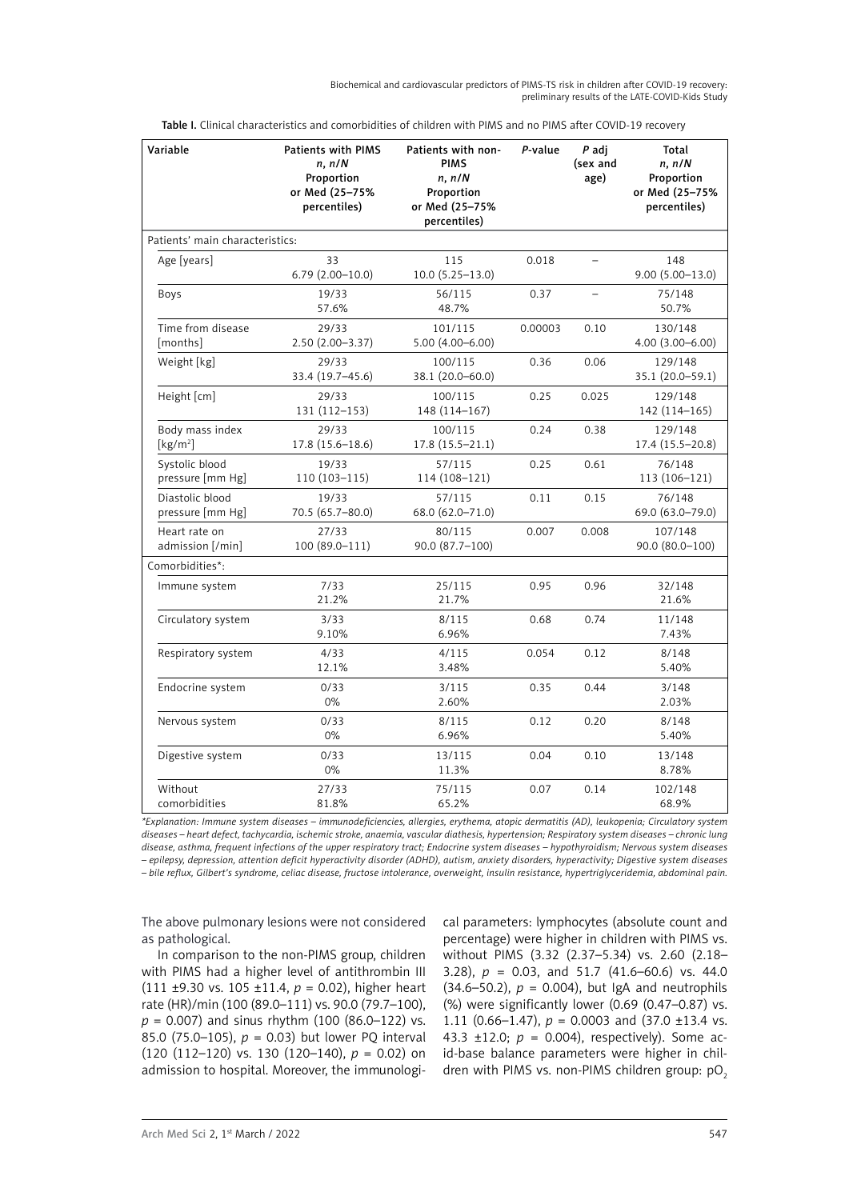Table I. Clinical characteristics and comorbidities of children with PIMS and no PIMS after COVID-19 recovery

| Variable | Patients with PIMS n, n/N Proportion or Med (25–75% percentiles) | Patients with non-PIMS n, n/N Proportion or Med (25–75% percentiles) | P-value | P adj (sex and age) | Total n, n/N Proportion or Med (25–75% percentiles) |
|---|---|---|---|---|---|
| Patients' main characteristics: | | | | | |
| Age [years] | 33<br>6.79 (2.00–10.0) | 115<br>10.0 (5.25–13.0) | 0.018 | – | 148<br>9.00 (5.00–13.0) |
| Boys | 19/33<br>57.6% | 56/115<br>48.7% | 0.37 | – | 75/148<br>50.7% |
| Time from disease [months] | 29/33<br>2.50 (2.00–3.37) | 101/115<br>5.00 (4.00–6.00) | 0.00003 | 0.10 | 130/148<br>4.00 (3.00–6.00) |
| Weight [kg] | 29/33<br>33.4 (19.7–45.6) | 100/115<br>38.1 (20.0–60.0) | 0.36 | 0.06 | 129/148<br>35.1 (20.0–59.1) |
| Height [cm] | 29/33<br>131 (112–153) | 100/115<br>148 (114–167) | 0.25 | 0.025 | 129/148<br>142 (114–165) |
| Body mass index [kg/m$^2$] | 29/33<br>17.8 (15.6–18.6) | 100/115<br>17.8 (15.5–21.1) | 0.24 | 0.38 | 129/148<br>17.4 (15.5–20.8) |
| Systolic blood pressure [mm Hg] | 19/33<br>110 (103–115) | 57/115<br>114 (108–121) | 0.25 | 0.61 | 76/148<br>113 (106–121) |
| Diastolic blood pressure [mm Hg] | 19/33<br>70.5 (65.7–80.0) | 57/115<br>68.0 (62.0–71.0) | 0.11 | 0.15 | 76/148<br>69.0 (63.0–79.0) |
| Heart rate on admission [/min] | 27/33<br>100 (89.0–111) | 80/115<br>90.0 (87.7–100) | 0.007 | 0.008 | 107/148<br>90.0 (80.0–100) |
| Comorbidities*: | | | | | |
| Immune system | 7/33<br>21.2% | 25/115<br>21.7% | 0.95 | 0.96 | 32/148<br>21.6% |
| Circulatory system | 3/33<br>9.10% | 8/115<br>6.96% | 0.68 | 0.74 | 11/148<br>7.43% |
| Respiratory system | 4/33<br>12.1% | 4/115<br>3.48% | 0.054 | 0.12 | 8/148<br>5.40% |
| Endocrine system | 0/33<br>0% | 3/115<br>2.60% | 0.35 | 0.44 | 3/148<br>2.03% |
| Nervous system | 0/33<br>0% | 8/115<br>6.96% | 0.12 | 0.20 | 8/148<br>5.40% |
| Digestive system | 0/33<br>0% | 13/115<br>11.3% | 0.04 | 0.10 | 13/148<br>8.78% |
| Without comorbidities | 27/33<br>81.8% | 75/115<br>65.2% | 0.07 | 0.14 | 102/148<br>68.9% |

*Explanation: Immune system diseases – immunodeficiencies, allergies, erythema, atopic dermatitis (AD), leukopenia; Circulatory system diseases – heart defect, tachycardia, ischemic stroke, anaemia, vascular diathesis, hypertension; Respiratory system diseases – chronic lung disease, asthma, frequent infections of the upper respiratory tract; Endocrine system diseases – hypothyroidism; Nervous system diseases – epilepsy, depression, attention deficit hyperactivity disorder (ADHD), autism, anxiety disorders, hyperactivity; Digestive system diseases – bile reflux, Gilbert's syndrome, celiac disease, fructose intolerance, overweight, insulin resistance, hypertriglyceridemia, abdominal pain.*

The above pulmonary lesions were not considered as pathological.

In comparison to the non-PIMS group, children with PIMS had a higher level of antithrombin III (111 ±9.30 vs. 105 ±11.4, $p$ = 0.02), higher heart rate (HR)/min (100 (89.0–111) vs. 90.0 (79.7–100), $p$ = 0.007) and sinus rhythm (100 (86.0–122) vs. 85.0 (75.0–105), $p$ = 0.03) but lower PQ interval (120 (112–120) vs. 130 (120–140), $p$ = 0.02) on admission to hospital. Moreover, the immunological parameters: lymphocytes (absolute count and percentage) were higher in children with PIMS vs. without PIMS (3.32 (2.37–5.34) vs. 2.60 (2.18–3.28), $p$ = 0.03, and 51.7 (41.6–60.6) vs. 44.0 (34.6–50.2), $p$ = 0.004), but IgA and neutrophils (%) were significantly lower (0.69 (0.47–0.87) vs. 1.11 (0.66–1.47), $p$ = 0.0003 and (37.0 ±13.4 vs. 43.3 ±12.0; $p$ = 0.004), respectively). Some acid-base balance parameters were higher in children with PIMS vs. non-PIMS children group: $pO_2$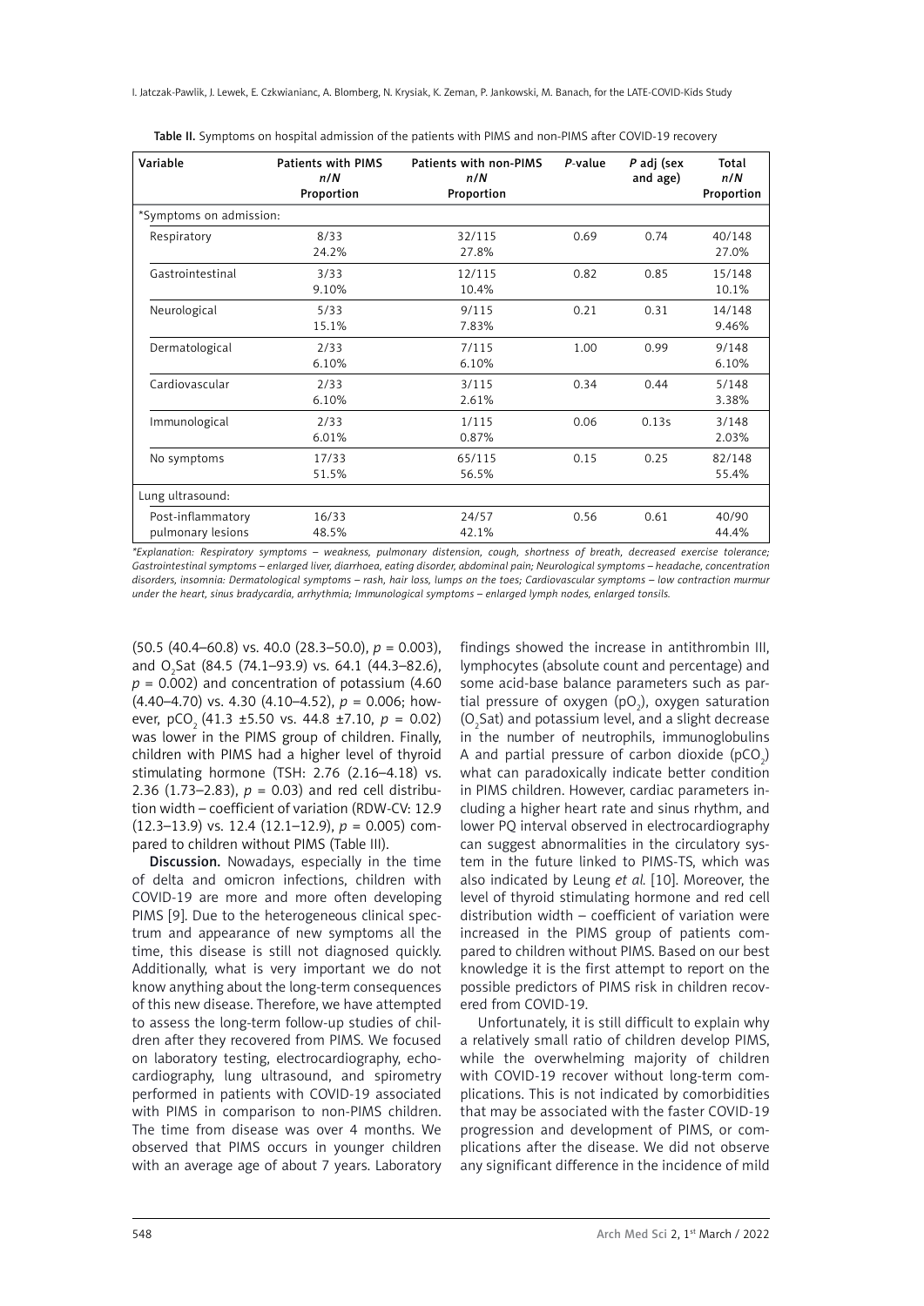**Table II.** Symptoms on hospital admission of the patients with PIMS and non-PIMS after COVID-19 recovery

| Variable | Patients with PIMS n/N Proportion | Patients with non-PIMS n/N Proportion | P-value | P adj (sex and age) | Total n/N Proportion |
|---|---|---|---|---|---|
| *Symptoms on admission: | | | | | |
| Respiratory | 8/33 24.2% | 32/115 27.8% | 0.69 | 0.74 | 40/148 27.0% |
| Gastrointestinal | 3/33 9.10% | 12/115 10.4% | 0.82 | 0.85 | 15/148 10.1% |
| Neurological | 5/33 15.1% | 9/115 7.83% | 0.21 | 0.31 | 14/148 9.46% |
| Dermatological | 2/33 6.10% | 7/115 6.10% | 1.00 | 0.99 | 9/148 6.10% |
| Cardiovascular | 2/33 6.10% | 3/115 2.61% | 0.34 | 0.44 | 5/148 3.38% |
| Immunological | 2/33 6.01% | 1/115 0.87% | 0.06 | 0.13s | 3/148 2.03% |
| No symptoms | 17/33 51.5% | 65/115 56.5% | 0.15 | 0.25 | 82/148 55.4% |
| Lung ultrasound: | | | | | |
| Post-inflammatory pulmonary lesions | 16/33 48.5% | 24/57 42.1% | 0.56 | 0.61 | 40/90 44.4% |

*\*Explanation: Respiratory symptoms – weakness, pulmonary distension, cough, shortness of breath, decreased exercise tolerance; Gastrointestinal symptoms – enlarged liver, diarrhoea, eating disorder, abdominal pain; Neurological symptoms – headache, concentration disorders, insomnia: Dermatological symptoms – rash, hair loss, lumps on the toes; Cardiovascular symptoms – low contraction murmur under the heart, sinus bradycardia, arrhythmia; Immunological symptoms – enlarged lymph nodes, enlarged tonsils.*

(50.5 (40.4–60.8) vs. 40.0 (28.3–50.0), $p = 0.003$), and $O_2$Sat (84.5 (74.1–93.9) vs. 64.1 (44.3–82.6), $p = 0.002$) and concentration of potassium (4.60 (4.40–4.70) vs. 4.30 (4.10–4.52), $p = 0.006$; however, $pCO_2$ (41.3 ±5.50 vs. 44.8 ±7.10, $p = 0.02$) was lower in the PIMS group of children. Finally, children with PIMS had a higher level of thyroid stimulating hormone (TSH: 2.76 (2.16–4.18) vs. 2.36 (1.73–2.83), $p = 0.03$) and red cell distribution width – coefficient of variation (RDW-CV: 12.9 (12.3–13.9) vs. 12.4 (12.1–12.9), $p = 0.005$) compared to children without PIMS (Table III).

**Discussion.** Nowadays, especially in the time of delta and omicron infections, children with COVID-19 are more and more often developing PIMS [9]. Due to the heterogeneous clinical spectrum and appearance of new symptoms all the time, this disease is still not diagnosed quickly. Additionally, what is very important we do not know anything about the long-term consequences of this new disease. Therefore, we have attempted to assess the long-term follow-up studies of children after they recovered from PIMS. We focused on laboratory testing, electrocardiography, echocardiography, lung ultrasound, and spirometry performed in patients with COVID-19 associated with PIMS in comparison to non-PIMS children. The time from disease was over 4 months. We observed that PIMS occurs in younger children with an average age of about 7 years. Laboratory findings showed the increase in antithrombin III, lymphocytes (absolute count and percentage) and some acid-base balance parameters such as partial pressure of oxygen ($pO_2$), oxygen saturation ($O_2$Sat) and potassium level, and a slight decrease in the number of neutrophils, immunoglobulins A and partial pressure of carbon dioxide ($pCO_2$) what can paradoxically indicate better condition in PIMS children. However, cardiac parameters including a higher heart rate and sinus rhythm, and lower PQ interval observed in electrocardiography can suggest abnormalities in the circulatory system in the future linked to PIMS-TS, which was also indicated by Leung *et al.* [10]. Moreover, the level of thyroid stimulating hormone and red cell distribution width – coefficient of variation were increased in the PIMS group of patients compared to children without PIMS. Based on our best knowledge it is the first attempt to report on the possible predictors of PIMS risk in children recovered from COVID-19.

Unfortunately, it is still difficult to explain why a relatively small ratio of children develop PIMS, while the overwhelming majority of children with COVID-19 recover without long-term complications. This is not indicated by comorbidities that may be associated with the faster COVID-19 progression and development of PIMS, or complications after the disease. We did not observe any significant difference in the incidence of mild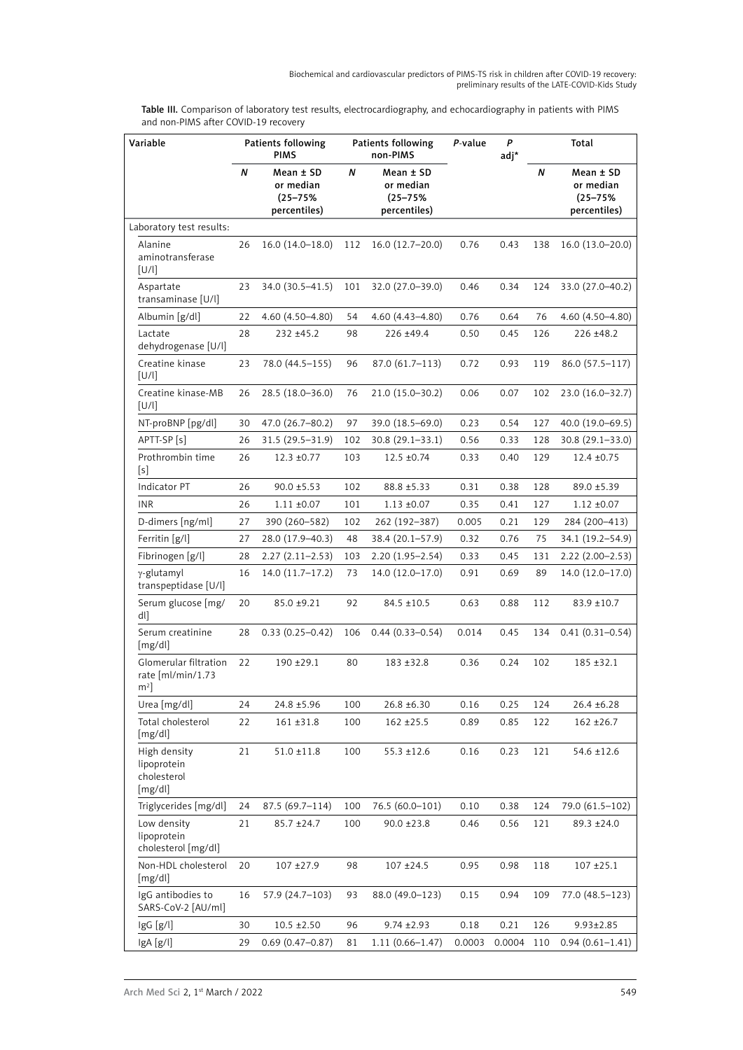**Table III.** Comparison of laboratory test results, electrocardiography, and echocardiography in patients with PIMS and non-PIMS after COVID-19 recovery

| Variable | Patients following PIMS | | Patients following non-PIMS | | *P*-value | *P* adj* | Total | |
|---|---|---|---|---|---|---|---|---|
| | *N* | Mean ± SD or median (25–75% percentiles) | *N* | Mean ± SD or median (25–75% percentiles) | | | *N* | Mean ± SD or median (25–75% percentiles) |
| Laboratory test results: | | | | | | | | |
| Alanine aminotransferase [U/l] | 26 | 16.0 (14.0–18.0) | 112 | 16.0 (12.7–20.0) | 0.76 | 0.43 | 138 | 16.0 (13.0–20.0) |
| Aspartate transaminase [U/l] | 23 | 34.0 (30.5–41.5) | 101 | 32.0 (27.0–39.0) | 0.46 | 0.34 | 124 | 33.0 (27.0–40.2) |
| Albumin [g/dl] | 22 | 4.60 (4.50–4.80) | 54 | 4.60 (4.43–4.80) | 0.76 | 0.64 | 76 | 4.60 (4.50–4.80) |
| Lactate dehydrogenase [U/l] | 28 | 232 ±45.2 | 98 | 226 ±49.4 | 0.50 | 0.45 | 126 | 226 ±48.2 |
| Creatine kinase [U/l] | 23 | 78.0 (44.5–155) | 96 | 87.0 (61.7–113) | 0.72 | 0.93 | 119 | 86.0 (57.5–117) |
| Creatine kinase-MB [U/l] | 26 | 28.5 (18.0–36.0) | 76 | 21.0 (15.0–30.2) | 0.06 | 0.07 | 102 | 23.0 (16.0–32.7) |
| NT-proBNP [pg/dl] | 30 | 47.0 (26.7–80.2) | 97 | 39.0 (18.5–69.0) | 0.23 | 0.54 | 127 | 40.0 (19.0–69.5) |
| APTT-SP [s] | 26 | 31.5 (29.5–31.9) | 102 | 30.8 (29.1–33.1) | 0.56 | 0.33 | 128 | 30.8 (29.1–33.0) |
| Prothrombin time [s] | 26 | 12.3 ±0.77 | 103 | 12.5 ±0.74 | 0.33 | 0.40 | 129 | 12.4 ±0.75 |
| Indicator PT | 26 | 90.0 ±5.53 | 102 | 88.8 ±5.33 | 0.31 | 0.38 | 128 | 89.0 ±5.39 |
| INR | 26 | 1.11 ±0.07 | 101 | 1.13 ±0.07 | 0.35 | 0.41 | 127 | 1.12 ±0.07 |
| D-dimers [ng/ml] | 27 | 390 (260–582) | 102 | 262 (192–387) | 0.005 | 0.21 | 129 | 284 (200–413) |
| Ferritin [g/l] | 27 | 28.0 (17.9–40.3) | 48 | 38.4 (20.1–57.9) | 0.32 | 0.76 | 75 | 34.1 (19.2–54.9) |
| Fibrinogen [g/l] | 28 | 2.27 (2.11–2.53) | 103 | 2.20 (1.95–2.54) | 0.33 | 0.45 | 131 | 2.22 (2.00–2.53) |
| γ-glutamyl transpeptidase [U/l] | 16 | 14.0 (11.7–17.2) | 73 | 14.0 (12.0–17.0) | 0.91 | 0.69 | 89 | 14.0 (12.0–17.0) |
| Serum glucose [mg/dl] | 20 | 85.0 ±9.21 | 92 | 84.5 ±10.5 | 0.63 | 0.88 | 112 | 83.9 ±10.7 |
| Serum creatinine [mg/dl] | 28 | 0.33 (0.25–0.42) | 106 | 0.44 (0.33–0.54) | 0.014 | 0.45 | 134 | 0.41 (0.31–0.54) |
| Glomerular filtration rate [ml/min/1.73 m$^2$] | 22 | 190 ±29.1 | 80 | 183 ±32.8 | 0.36 | 0.24 | 102 | 185 ±32.1 |
| Urea [mg/dl] | 24 | 24.8 ±5.96 | 100 | 26.8 ±6.30 | 0.16 | 0.25 | 124 | 26.4 ±6.28 |
| Total cholesterol [mg/dl] | 22 | 161 ±31.8 | 100 | 162 ±25.5 | 0.89 | 0.85 | 122 | 162 ±26.7 |
| High density lipoprotein cholesterol [mg/dl] | 21 | 51.0 ±11.8 | 100 | 55.3 ±12.6 | 0.16 | 0.23 | 121 | 54.6 ±12.6 |
| Triglycerides [mg/dl] | 24 | 87.5 (69.7–114) | 100 | 76.5 (60.0–101) | 0.10 | 0.38 | 124 | 79.0 (61.5–102) |
| Low density lipoprotein cholesterol [mg/dl] | 21 | 85.7 ±24.7 | 100 | 90.0 ±23.8 | 0.46 | 0.56 | 121 | 89.3 ±24.0 |
| Non-HDL cholesterol [mg/dl] | 20 | 107 ±27.9 | 98 | 107 ±24.5 | 0.95 | 0.98 | 118 | 107 ±25.1 |
| IgG antibodies to SARS-CoV-2 [AU/ml] | 16 | 57.9 (24.7–103) | 93 | 88.0 (49.0–123) | 0.15 | 0.94 | 109 | 77.0 (48.5–123) |
| IgG [g/l] | 30 | 10.5 ±2.50 | 96 | 9.74 ±2.93 | 0.18 | 0.21 | 126 | 9.93±2.85 |
| IgA [g/l] | 29 | 0.69 (0.47–0.87) | 81 | 1.11 (0.66–1.47) | 0.0003 | 0.0004 | 110 | 0.94 (0.61–1.41) |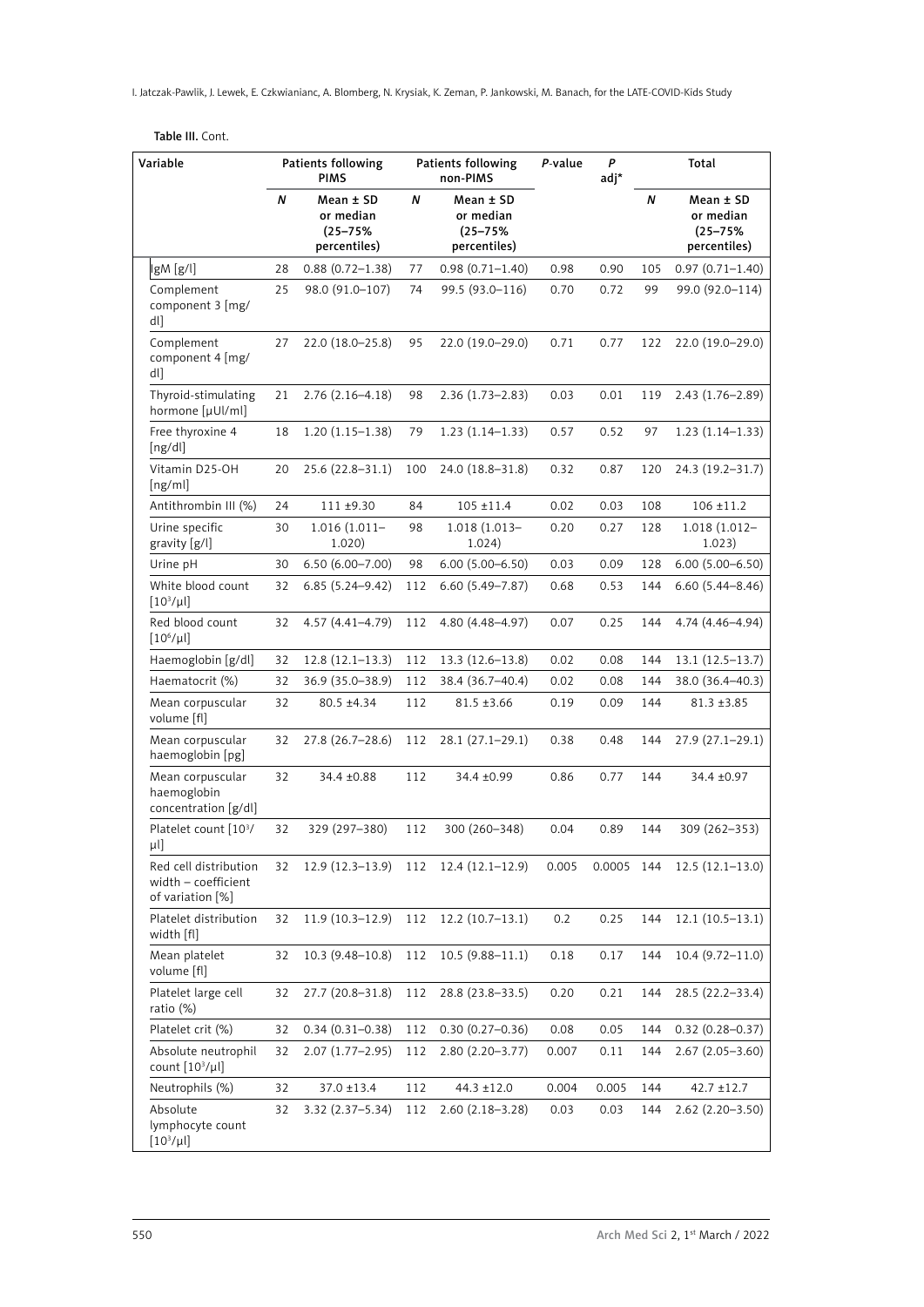**Table III.** Cont.

| Variable | Patients following PIMS | | Patients following non-PIMS | | P-value | P adj* | Total | |
|---|---|---|---|---|---|---|---|---|
| | N | Mean ± SD or median (25–75% percentiles) | N | Mean ± SD or median (25–75% percentiles) | | | N | Mean ± SD or median (25–75% percentiles) |
| IgM [g/l] | 28 | 0.88 (0.72–1.38) | 77 | 0.98 (0.71–1.40) | 0.98 | 0.90 | 105 | 0.97 (0.71–1.40) |
| Complement component 3 [mg/dl] | 25 | 98.0 (91.0–107) | 74 | 99.5 (93.0–116) | 0.70 | 0.72 | 99 | 99.0 (92.0–114) |
| Complement component 4 [mg/dl] | 27 | 22.0 (18.0–25.8) | 95 | 22.0 (19.0–29.0) | 0.71 | 0.77 | 122 | 22.0 (19.0–29.0) |
| Thyroid-stimulating hormone [μUI/ml] | 21 | 2.76 (2.16–4.18) | 98 | 2.36 (1.73–2.83) | 0.03 | 0.01 | 119 | 2.43 (1.76–2.89) |
| Free thyroxine 4 [ng/dl] | 18 | 1.20 (1.15–1.38) | 79 | 1.23 (1.14–1.33) | 0.57 | 0.52 | 97 | 1.23 (1.14–1.33) |
| Vitamin D25-OH [ng/ml] | 20 | 25.6 (22.8–31.1) | 100 | 24.0 (18.8–31.8) | 0.32 | 0.87 | 120 | 24.3 (19.2–31.7) |
| Antithrombin III (%) | 24 | 111 ±9.30 | 84 | 105 ±11.4 | 0.02 | 0.03 | 108 | 106 ±11.2 |
| Urine specific gravity [g/l] | 30 | 1.016 (1.011–1.020) | 98 | 1.018 (1.013–1.024) | 0.20 | 0.27 | 128 | 1.018 (1.012–1.023) |
| Urine pH | 30 | 6.50 (6.00–7.00) | 98 | 6.00 (5.00–6.50) | 0.03 | 0.09 | 128 | 6.00 (5.00–6.50) |
| White blood count [$10^3$/μl] | 32 | 6.85 (5.24–9.42) | 112 | 6.60 (5.49–7.87) | 0.68 | 0.53 | 144 | 6.60 (5.44–8.46) |
| Red blood count [$10^6$/μl] | 32 | 4.57 (4.41–4.79) | 112 | 4.80 (4.48–4.97) | 0.07 | 0.25 | 144 | 4.74 (4.46–4.94) |
| Haemoglobin [g/dl] | 32 | 12.8 (12.1–13.3) | 112 | 13.3 (12.6–13.8) | 0.02 | 0.08 | 144 | 13.1 (12.5–13.7) |
| Haematocrit (%) | 32 | 36.9 (35.0–38.9) | 112 | 38.4 (36.7–40.4) | 0.02 | 0.08 | 144 | 38.0 (36.4–40.3) |
| Mean corpuscular volume [fl] | 32 | 80.5 ±4.34 | 112 | 81.5 ±3.66 | 0.19 | 0.09 | 144 | 81.3 ±3.85 |
| Mean corpuscular haemoglobin [pg] | 32 | 27.8 (26.7–28.6) | 112 | 28.1 (27.1–29.1) | 0.38 | 0.48 | 144 | 27.9 (27.1–29.1) |
| Mean corpuscular haemoglobin concentration [g/dl] | 32 | 34.4 ±0.88 | 112 | 34.4 ±0.99 | 0.86 | 0.77 | 144 | 34.4 ±0.97 |
| Platelet count [$10^3$/μl] | 32 | 329 (297–380) | 112 | 300 (260–348) | 0.04 | 0.89 | 144 | 309 (262–353) |
| Red cell distribution width – coefficient of variation [%] | 32 | 12.9 (12.3–13.9) | 112 | 12.4 (12.1–12.9) | 0.005 | 0.0005 | 144 | 12.5 (12.1–13.0) |
| Platelet distribution width [fl] | 32 | 11.9 (10.3–12.9) | 112 | 12.2 (10.7–13.1) | 0.2 | 0.25 | 144 | 12.1 (10.5–13.1) |
| Mean platelet volume [fl] | 32 | 10.3 (9.48–10.8) | 112 | 10.5 (9.88–11.1) | 0.18 | 0.17 | 144 | 10.4 (9.72–11.0) |
| Platelet large cell ratio (%) | 32 | 27.7 (20.8–31.8) | 112 | 28.8 (23.8–33.5) | 0.20 | 0.21 | 144 | 28.5 (22.2–33.4) |
| Platelet crit (%) | 32 | 0.34 (0.31–0.38) | 112 | 0.30 (0.27–0.36) | 0.08 | 0.05 | 144 | 0.32 (0.28–0.37) |
| Absolute neutrophil count [$10^3$/μl] | 32 | 2.07 (1.77–2.95) | 112 | 2.80 (2.20–3.77) | 0.007 | 0.11 | 144 | 2.67 (2.05–3.60) |
| Neutrophils (%) | 32 | 37.0 ±13.4 | 112 | 44.3 ±12.0 | 0.004 | 0.005 | 144 | 42.7 ±12.7 |
| Absolute lymphocyte count [$10^3$/μl] | 32 | 3.32 (2.37–5.34) | 112 | 2.60 (2.18–3.28) | 0.03 | 0.03 | 144 | 2.62 (2.20–3.50) |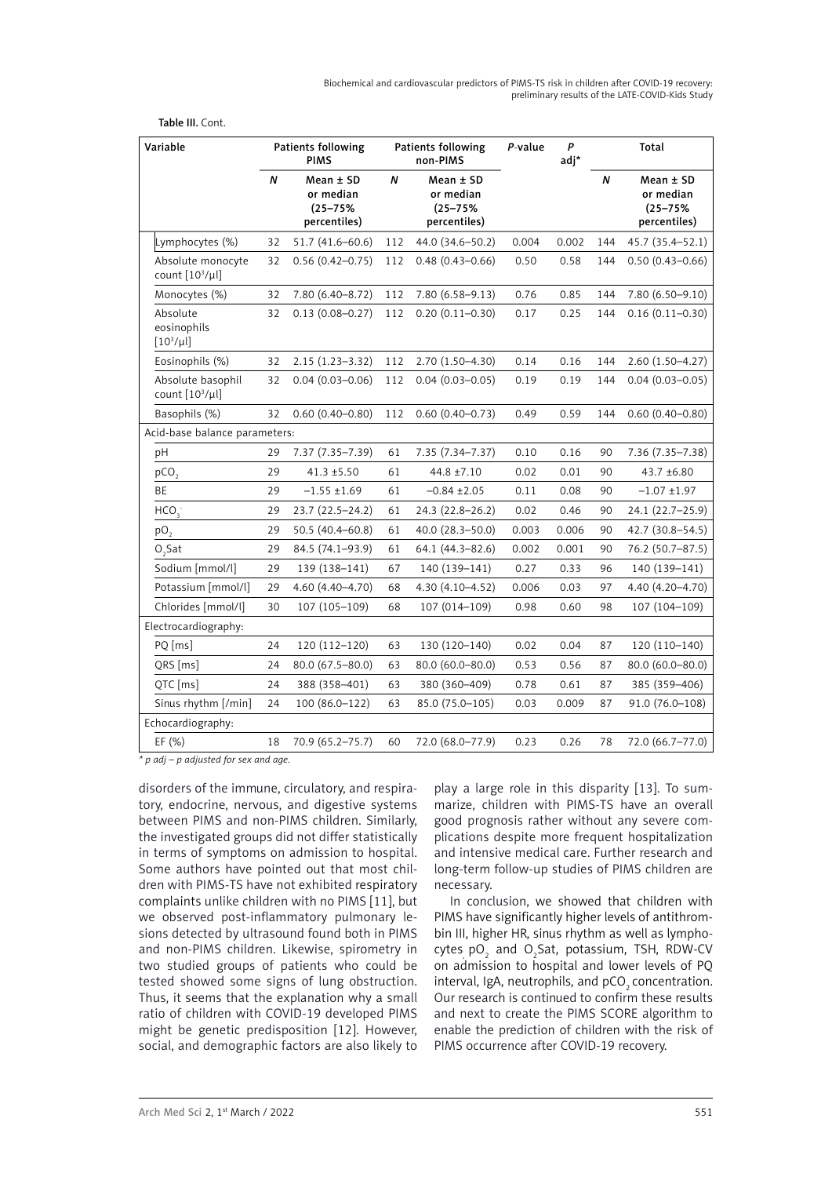Table III. Cont.

| Variable | Patients following PIMS | | Patients following non-PIMS | | P-value | P adj* | Total | |
|---|---|---|---|---|---|---|---|---|
| | N | Mean ± SD or median (25–75% percentiles) | N | Mean ± SD or median (25–75% percentiles) | | | N | Mean ± SD or median (25–75% percentiles) |
| Lymphocytes (%) | 32 | 51.7 (41.6–60.6) | 112 | 44.0 (34.6–50.2) | 0.004 | 0.002 | 144 | 45.7 (35.4–52.1) |
| Absolute monocyte count [$10^3$/µl] | 32 | 0.56 (0.42–0.75) | 112 | 0.48 (0.43–0.66) | 0.50 | 0.58 | 144 | 0.50 (0.43–0.66) |
| Monocytes (%) | 32 | 7.80 (6.40–8.72) | 112 | 7.80 (6.58–9.13) | 0.76 | 0.85 | 144 | 7.80 (6.50–9.10) |
| Absolute eosinophils [$10^3$/µl] | 32 | 0.13 (0.08–0.27) | 112 | 0.20 (0.11–0.30) | 0.17 | 0.25 | 144 | 0.16 (0.11–0.30) |
| Eosinophils (%) | 32 | 2.15 (1.23–3.32) | 112 | 2.70 (1.50–4.30) | 0.14 | 0.16 | 144 | 2.60 (1.50–4.27) |
| Absolute basophil count [$10^3$/µl] | 32 | 0.04 (0.03–0.06) | 112 | 0.04 (0.03–0.05) | 0.19 | 0.19 | 144 | 0.04 (0.03–0.05) |
| Basophils (%) | 32 | 0.60 (0.40–0.80) | 112 | 0.60 (0.40–0.73) | 0.49 | 0.59 | 144 | 0.60 (0.40–0.80) |
| Acid-base balance parameters: | | | | | | | | |
| pH | 29 | 7.37 (7.35–7.39) | 61 | 7.35 (7.34–7.37) | 0.10 | 0.16 | 90 | 7.36 (7.35–7.38) |
| $pCO_2$ | 29 | 41.3 ±5.50 | 61 | 44.8 ±7.10 | 0.02 | 0.01 | 90 | 43.7 ±6.80 |
| BE | 29 | –1.55 ±1.69 | 61 | –0.84 ±2.05 | 0.11 | 0.08 | 90 | –1.07 ±1.97 |
| $HCO_3^-$ | 29 | 23.7 (22.5–24.2) | 61 | 24.3 (22.8–26.2) | 0.02 | 0.46 | 90 | 24.1 (22.7–25.9) |
| $pO_2$ | 29 | 50.5 (40.4–60.8) | 61 | 40.0 (28.3–50.0) | 0.003 | 0.006 | 90 | 42.7 (30.8–54.5) |
| $O_2$Sat | 29 | 84.5 (74.1–93.9) | 61 | 64.1 (44.3–82.6) | 0.002 | 0.001 | 90 | 76.2 (50.7–87.5) |
| Sodium [mmol/l] | 29 | 139 (138–141) | 67 | 140 (139–141) | 0.27 | 0.33 | 96 | 140 (139–141) |
| Potassium [mmol/l] | 29 | 4.60 (4.40–4.70) | 68 | 4.30 (4.10–4.52) | 0.006 | 0.03 | 97 | 4.40 (4.20–4.70) |
| Chlorides [mmol/l] | 30 | 107 (105–109) | 68 | 107 (014–109) | 0.98 | 0.60 | 98 | 107 (104–109) |
| Electrocardiography: | | | | | | | | |
| PQ [ms] | 24 | 120 (112–120) | 63 | 130 (120–140) | 0.02 | 0.04 | 87 | 120 (110–140) |
| QRS [ms] | 24 | 80.0 (67.5–80.0) | 63 | 80.0 (60.0–80.0) | 0.53 | 0.56 | 87 | 80.0 (60.0–80.0) |
| QTC [ms] | 24 | 388 (358–401) | 63 | 380 (360–409) | 0.78 | 0.61 | 87 | 385 (359–406) |
| Sinus rhythm [/min] | 24 | 100 (86.0–122) | 63 | 85.0 (75.0–105) | 0.03 | 0.009 | 87 | 91.0 (76.0–108) |
| Echocardiography: | | | | | | | | |
| EF (%) | 18 | 70.9 (65.2–75.7) | 60 | 72.0 (68.0–77.9) | 0.23 | 0.26 | 78 | 72.0 (66.7–77.0) |

*\* p adj – p adjusted for sex and age.*

disorders of the immune, circulatory, and respiratory, endocrine, nervous, and digestive systems between PIMS and non-PIMS children. Similarly, the investigated groups did not differ statistically in terms of symptoms on admission to hospital. Some authors have pointed out that most children with PIMS-TS have not exhibited respiratory complaints unlike children with no PIMS [11], but we observed post-inflammatory pulmonary lesions detected by ultrasound found both in PIMS and non-PIMS children. Likewise, spirometry in two studied groups of patients who could be tested showed some signs of lung obstruction. Thus, it seems that the explanation why a small ratio of children with COVID-19 developed PIMS might be genetic predisposition [12]. However, social, and demographic factors are also likely to play a large role in this disparity [13]. To summarize, children with PIMS-TS have an overall good prognosis rather without any severe complications despite more frequent hospitalization and intensive medical care. Further research and long-term follow-up studies of PIMS children are necessary.

In conclusion, we showed that children with PIMS have significantly higher levels of antithrombin III, higher HR, sinus rhythm as well as lymphocytes $pO_2$ and $O_2$Sat, potassium, TSH, RDW-CV on admission to hospital and lower levels of PQ interval, IgA, neutrophils, and $pCO_2$ concentration. Our research is continued to confirm these results and next to create the PIMS SCORE algorithm to enable the prediction of children with the risk of PIMS occurrence after COVID-19 recovery.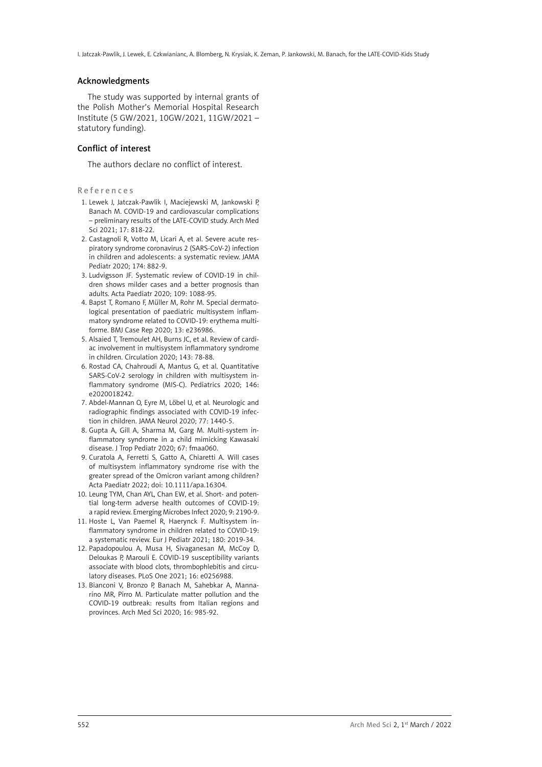## Acknowledgments

The study was supported by internal grants of the Polish Mother's Memorial Hospital Research Institute (5 GW/2021, 10GW/2021, 11GW/2021 – statutory funding).

## Conflict of interest

The authors declare no conflict of interest.

## References

1. Lewek J, Jatczak-Pawlik I, Maciejewski M, Jankowski P, Banach M. COVID-19 and cardiovascular complications – preliminary results of the LATE-COVID study. Arch Med Sci 2021; 17: 818-22.
2. Castagnoli R, Votto M, Licari A, et al. Severe acute respiratory syndrome coronavirus 2 (SARS-CoV-2) infection in children and adolescents: a systematic review. JAMA Pediatr 2020; 174: 882-9.
3. Ludvigsson JF. Systematic review of COVID-19 in children shows milder cases and a better prognosis than adults. Acta Paediatr 2020; 109: 1088-95.
4. Bapst T, Romano F, Müller M, Rohr M. Special dermatological presentation of paediatric multisystem inflammatory syndrome related to COVID-19: erythema multiforme. BMJ Case Rep 2020; 13: e236986.
5. Alsaied T, Tremoulet AH, Burns JC, et al. Review of cardiac involvement in multisystem inflammatory syndrome in children. Circulation 2020; 143: 78-88.
6. Rostad CA, Chahroudi A, Mantus G, et al. Quantitative SARS-CoV-2 serology in children with multisystem inflammatory syndrome (MIS-C). Pediatrics 2020; 146: e2020018242.
7. Abdel-Mannan O, Eyre M, Löbel U, et al. Neurologic and radiographic findings associated with COVID-19 infection in children. JAMA Neurol 2020; 77: 1440-5.
8. Gupta A, Gill A, Sharma M, Garg M. Multi-system inflammatory syndrome in a child mimicking Kawasaki disease. J Trop Pediatr 2020; 67: fmaa060.
9. Curatola A, Ferretti S, Gatto A, Chiaretti A. Will cases of multisystem inflammatory syndrome rise with the greater spread of the Omicron variant among children? Acta Paediatr 2022; doi: 10.1111/apa.16304.
10. Leung TYM, Chan AYL, Chan EW, et al. Short- and potential long-term adverse health outcomes of COVID-19: a rapid review. Emerging Microbes Infect 2020; 9: 2190-9.
11. Hoste L, Van Paemel R, Haerynck F. Multisystem inflammatory syndrome in children related to COVID-19: a systematic review. Eur J Pediatr 2021; 180: 2019-34.
12. Papadopoulou A, Musa H, Sivaganesan M, McCoy D, Deloukas P, Marouli E. COVID-19 susceptibility variants associate with blood clots, thrombophlebitis and circulatory diseases. PLoS One 2021; 16: e0256988.
13. Bianconi V, Bronzo P, Banach M, Sahebkar A, Mannarino MR, Pirro M. Particulate matter pollution and the COVID-19 outbreak: results from Italian regions and provinces. Arch Med Sci 2020; 16: 985-92.